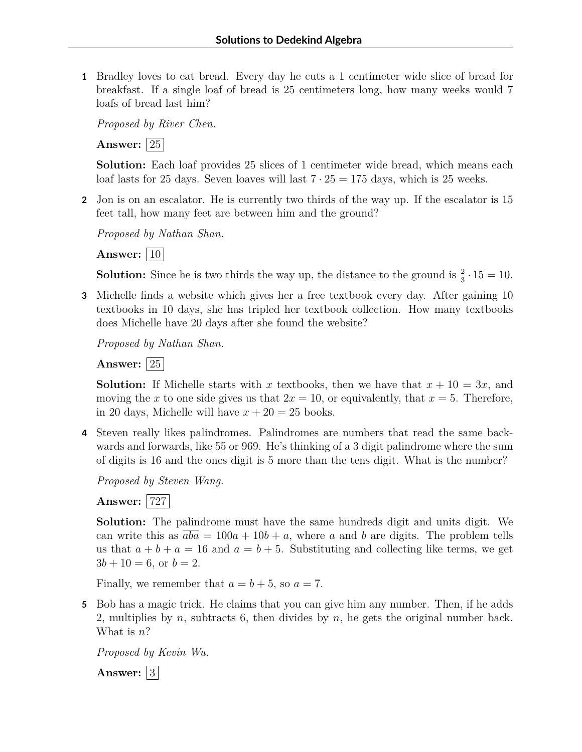# Solutions to Dedekind Algebra

**1** Bradley loves to eat bread. Every day he cuts a 1 centimeter wide slice of bread for breakfast. If a single loaf of bread is 25 centimeters long, how many weeks would 7 loafs of bread last him?

*Proposed by River Chen.*

**Answer:** $\boxed{25}$

**Solution:** Each loaf provides 25 slices of 1 centimeter wide bread, which means each loaf lasts for 25 days. Seven loaves will last $7 \cdot 25 = 175$ days, which is 25 weeks.

**2** Jon is on an escalator. He is currently two thirds of the way up. If the escalator is 15 feet tall, how many feet are between him and the ground?

*Proposed by Nathan Shan.*

**Answer:** $\boxed{10}$

**Solution:** Since he is two thirds the way up, the distance to the ground is $\frac{2}{3} \cdot 15 = 10$.

**3** Michelle finds a website which gives her a free textbook every day. After gaining 10 textbooks in 10 days, she has tripled her textbook collection. How many textbooks does Michelle have 20 days after she found the website?

*Proposed by Nathan Shan.*

**Answer:** $\boxed{25}$

**Solution:** If Michelle starts with $x$ textbooks, then we have that $x + 10 = 3x$, and moving the $x$ to one side gives us that $2x = 10$, or equivalently, that $x = 5$. Therefore, in 20 days, Michelle will have $x + 20 = 25$ books.

**4** Steven really likes palindromes. Palindromes are numbers that read the same backwards and forwards, like 55 or 969. He's thinking of a 3 digit palindrome where the sum of digits is 16 and the ones digit is 5 more than the tens digit. What is the number?

*Proposed by Steven Wang.*

**Answer:** $\boxed{727}$

**Solution:** The palindrome must have the same hundreds digit and units digit. We can write this as $\overline{aba} = 100a + 10b + a$, where $a$ and $b$ are digits. The problem tells us that $a + b + a = 16$ and $a = b + 5$. Substituting and collecting like terms, we get $3b + 10 = 6$, or $b = 2$.

Finally, we remember that $a = b + 5$, so $a = 7$.

**5** Bob has a magic trick. He claims that you can give him any number. Then, if he adds 2, multiplies by $n$, subtracts 6, then divides by $n$, he gets the original number back. What is $n$?

*Proposed by Kevin Wu.*

**Answer:** $\boxed{3}$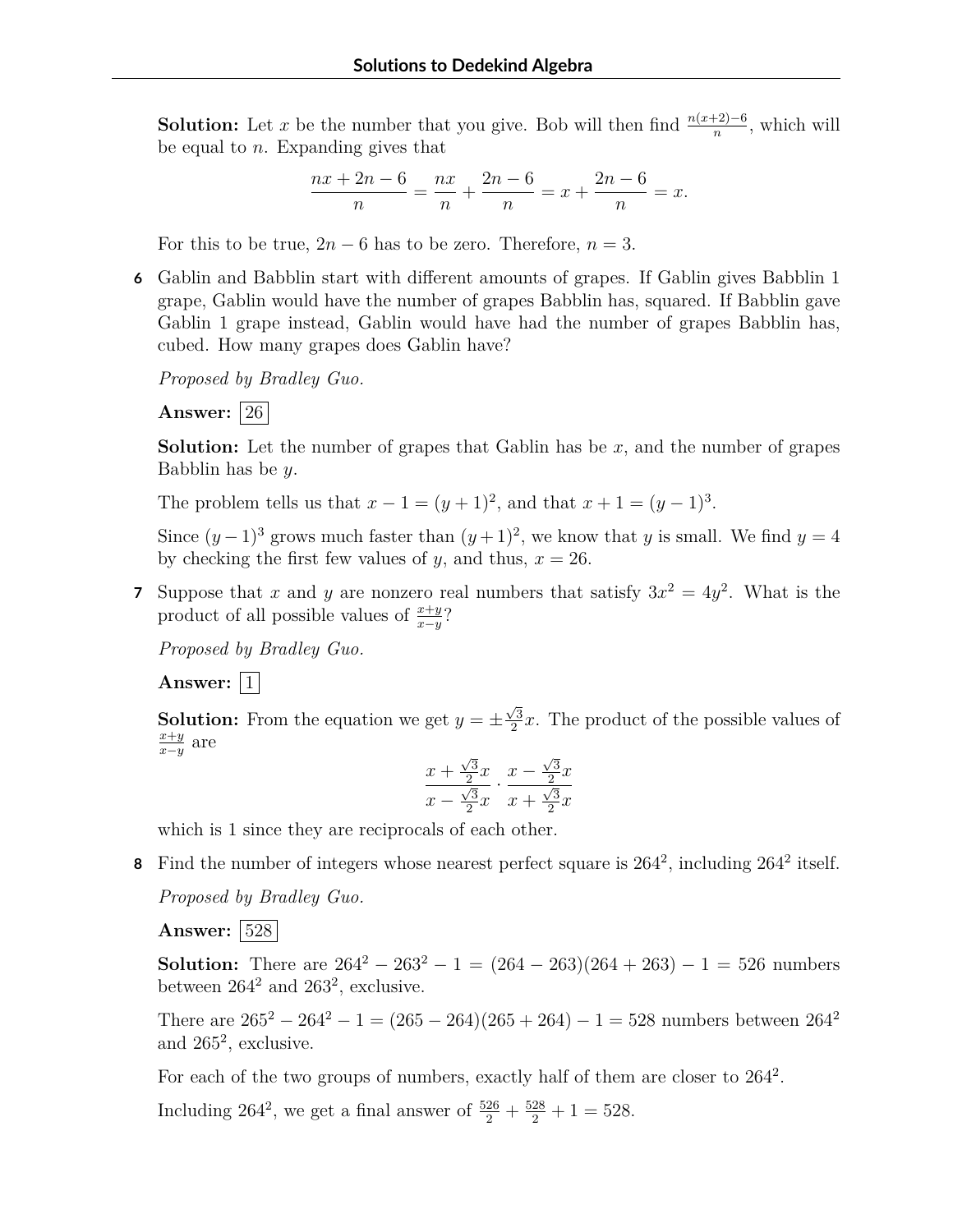**Solution:** Let $x$ be the number that you give. Bob will then find $\frac{n(x+2)-6}{n}$, which will be equal to $n$. Expanding gives that

$$\frac{nx+2n-6}{n} = \frac{nx}{n} + \frac{2n-6}{n} = x + \frac{2n-6}{n} = x.$$

For this to be true, $2n-6$ has to be zero. Therefore, $n = 3$.

**6** Gablin and Babblin start with different amounts of grapes. If Gablin gives Babblin 1 grape, Gablin would have the number of grapes Babblin has, squared. If Babblin gave Gablin 1 grape instead, Gablin would have had the number of grapes Babblin has, cubed. How many grapes does Gablin have?

*Proposed by Bradley Guo.*

**Answer:** $\boxed{26}$

**Solution:** Let the number of grapes that Gablin has be $x$, and the number of grapes Babblin has be $y$.

The problem tells us that $x - 1 = (y+1)^2$, and that $x + 1 = (y-1)^3$.

Since $(y-1)^3$ grows much faster than $(y+1)^2$, we know that $y$ is small. We find $y = 4$ by checking the first few values of $y$, and thus, $x = 26$.

**7** Suppose that $x$ and $y$ are nonzero real numbers that satisfy $3x^2 = 4y^2$. What is the product of all possible values of $\frac{x+y}{x-y}$?

*Proposed by Bradley Guo.*

**Answer:** $\boxed{1}$

**Solution:** From the equation we get $y = \pm\frac{\sqrt{3}}{2}x$. The product of the possible values of $\frac{x+y}{x-y}$ are

$$\frac{x + \frac{\sqrt{3}}{2}x}{x - \frac{\sqrt{3}}{2}x} \cdot \frac{x - \frac{\sqrt{3}}{2}x}{x + \frac{\sqrt{3}}{2}x}$$

which is 1 since they are reciprocals of each other.

**8** Find the number of integers whose nearest perfect square is $264^2$, including $264^2$ itself.

*Proposed by Bradley Guo.*

**Answer:** $\boxed{528}$

**Solution:** There are $264^2 - 263^2 - 1 = (264-263)(264+263) - 1 = 526$ numbers between $264^2$ and $263^2$, exclusive.

There are $265^2 - 264^2 - 1 = (265-264)(265+264) - 1 = 528$ numbers between $264^2$ and $265^2$, exclusive.

For each of the two groups of numbers, exactly half of them are closer to $264^2$.

Including $264^2$, we get a final answer of $\frac{526}{2} + \frac{528}{2} + 1 = 528$.